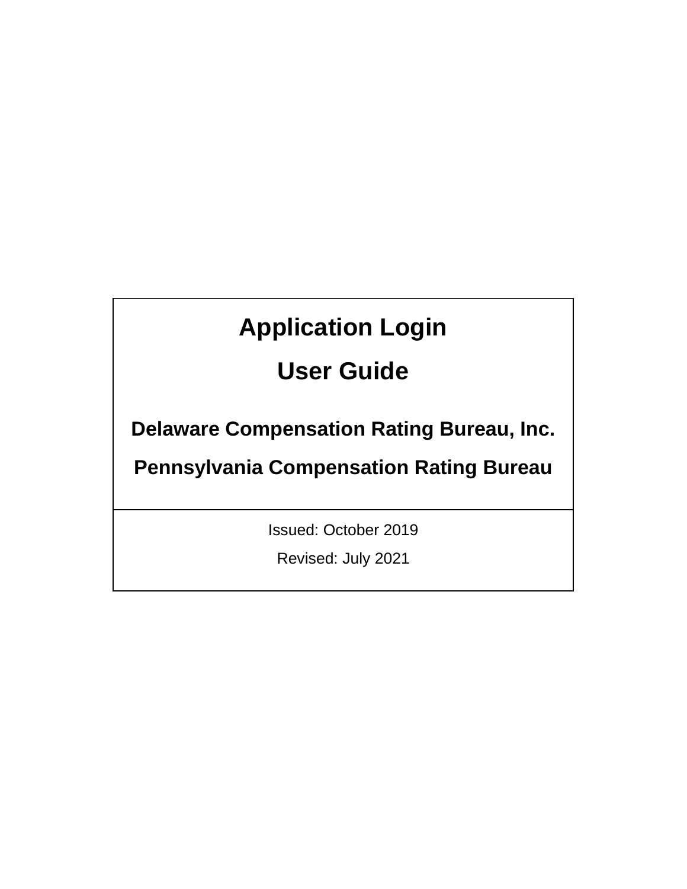# Application Login

# User Guide

**Delaware Compensation Rating Bureau, Inc.**

**Pennsylvania Compensation Rating Bureau**

Issued: October 2019

Revised: July 2021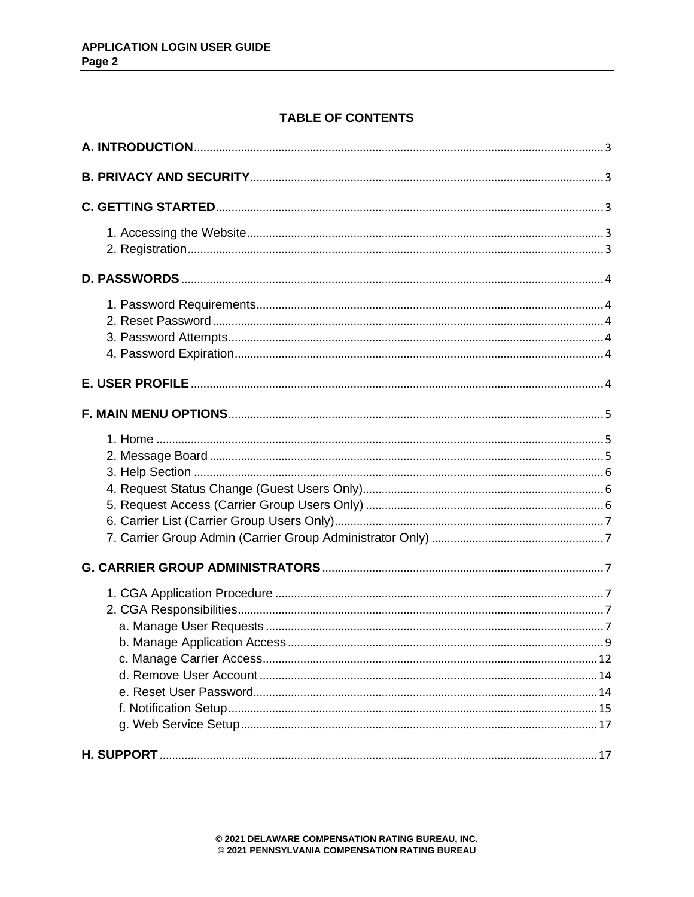## TABLE OF CONTENTS

**A. INTRODUCTION** ........ 3

**B. PRIVACY AND SECURITY** ........ 3

**C. GETTING STARTED** ........ 3

- 1. Accessing the Website ........ 3
- 2. Registration ........ 3

**D. PASSWORDS** ........ 4

- 1. Password Requirements ........ 4
- 2. Reset Password ........ 4
- 3. Password Attempts ........ 4
- 4. Password Expiration ........ 4

**E. USER PROFILE** ........ 4

**F. MAIN MENU OPTIONS** ........ 5

- 1. Home ........ 5
- 2. Message Board ........ 5
- 3. Help Section ........ 6
- 4. Request Status Change (Guest Users Only) ........ 6
- 5. Request Access (Carrier Group Users Only) ........ 6
- 6. Carrier List (Carrier Group Users Only) ........ 7
- 7. Carrier Group Admin (Carrier Group Administrator Only) ........ 7

**G. CARRIER GROUP ADMINISTRATORS** ........ 7

- 1. CGA Application Procedure ........ 7
- 2. CGA Responsibilities ........ 7
  - a. Manage User Requests ........ 7
  - b. Manage Application Access ........ 9
  - c. Manage Carrier Access ........ 12
  - d. Remove User Account ........ 14
  - e. Reset User Password ........ 14
  - f. Notification Setup ........ 15
  - g. Web Service Setup ........ 17

**H. SUPPORT** ........ 17

© 2021 DELAWARE COMPENSATION RATING BUREAU, INC.
© 2021 PENNSYLVANIA COMPENSATION RATING BUREAU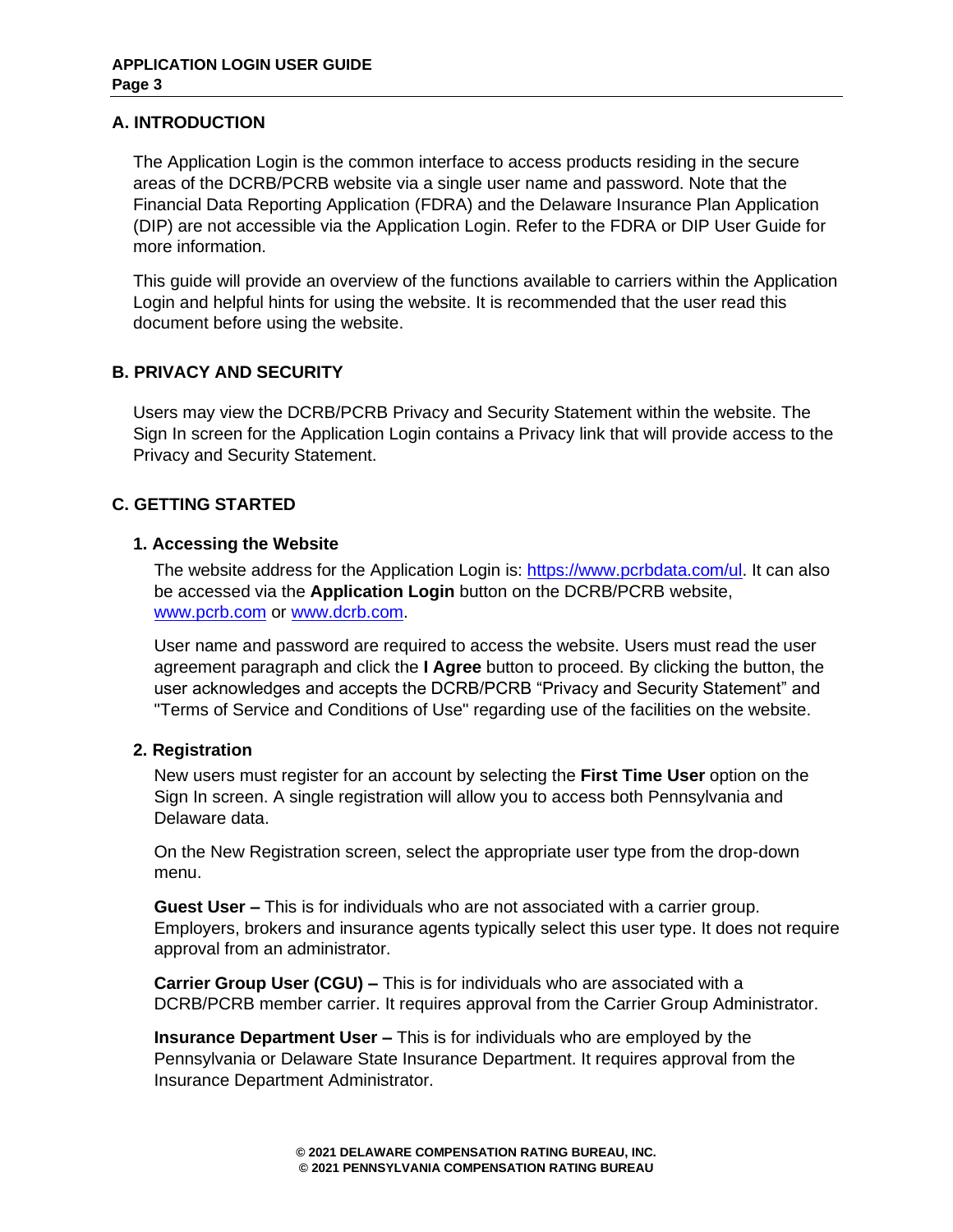## A. INTRODUCTION

The Application Login is the common interface to access products residing in the secure areas of the DCRB/PCRB website via a single user name and password. Note that the Financial Data Reporting Application (FDRA) and the Delaware Insurance Plan Application (DIP) are not accessible via the Application Login. Refer to the FDRA or DIP User Guide for more information.

This guide will provide an overview of the functions available to carriers within the Application Login and helpful hints for using the website. It is recommended that the user read this document before using the website.

## B. PRIVACY AND SECURITY

Users may view the DCRB/PCRB Privacy and Security Statement within the website. The Sign In screen for the Application Login contains a Privacy link that will provide access to the Privacy and Security Statement.

## C. GETTING STARTED

### 1. Accessing the Website

The website address for the Application Login is: https://www.pcrbdata.com/ul. It can also be accessed via the **Application Login** button on the DCRB/PCRB website, www.pcrb.com or www.dcrb.com.

User name and password are required to access the website. Users must read the user agreement paragraph and click the **I Agree** button to proceed. By clicking the button, the user acknowledges and accepts the DCRB/PCRB "Privacy and Security Statement" and "Terms of Service and Conditions of Use" regarding use of the facilities on the website.

### 2. Registration

New users must register for an account by selecting the **First Time User** option on the Sign In screen. A single registration will allow you to access both Pennsylvania and Delaware data.

On the New Registration screen, select the appropriate user type from the drop-down menu.

**Guest User –** This is for individuals who are not associated with a carrier group. Employers, brokers and insurance agents typically select this user type. It does not require approval from an administrator.

**Carrier Group User (CGU) –** This is for individuals who are associated with a DCRB/PCRB member carrier. It requires approval from the Carrier Group Administrator.

**Insurance Department User –** This is for individuals who are employed by the Pennsylvania or Delaware State Insurance Department. It requires approval from the Insurance Department Administrator.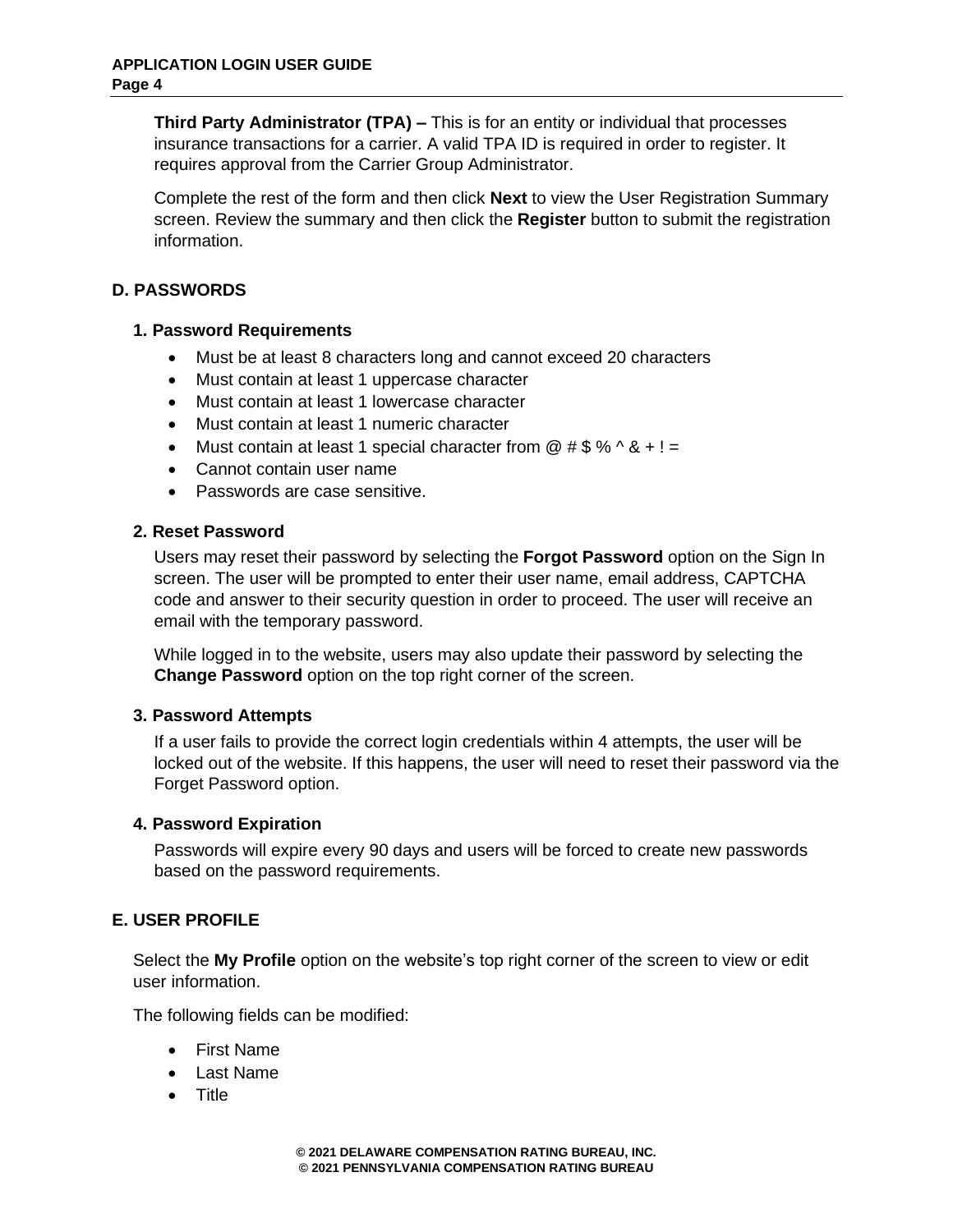**Third Party Administrator (TPA) –** This is for an entity or individual that processes insurance transactions for a carrier. A valid TPA ID is required in order to register. It requires approval from the Carrier Group Administrator.

Complete the rest of the form and then click **Next** to view the User Registration Summary screen. Review the summary and then click the **Register** button to submit the registration information.

## D. PASSWORDS

### 1. Password Requirements

- Must be at least 8 characters long and cannot exceed 20 characters
- Must contain at least 1 uppercase character
- Must contain at least 1 lowercase character
- Must contain at least 1 numeric character
- Must contain at least 1 special character from @ # $ % ^ & + ! =
- Cannot contain user name
- Passwords are case sensitive.

### 2. Reset Password

Users may reset their password by selecting the **Forgot Password** option on the Sign In screen. The user will be prompted to enter their user name, email address, CAPTCHA code and answer to their security question in order to proceed. The user will receive an email with the temporary password.

While logged in to the website, users may also update their password by selecting the **Change Password** option on the top right corner of the screen.

### 3. Password Attempts

If a user fails to provide the correct login credentials within 4 attempts, the user will be locked out of the website. If this happens, the user will need to reset their password via the Forget Password option.

### 4. Password Expiration

Passwords will expire every 90 days and users will be forced to create new passwords based on the password requirements.

## E. USER PROFILE

Select the **My Profile** option on the website's top right corner of the screen to view or edit user information.

The following fields can be modified:

- First Name
- Last Name
- Title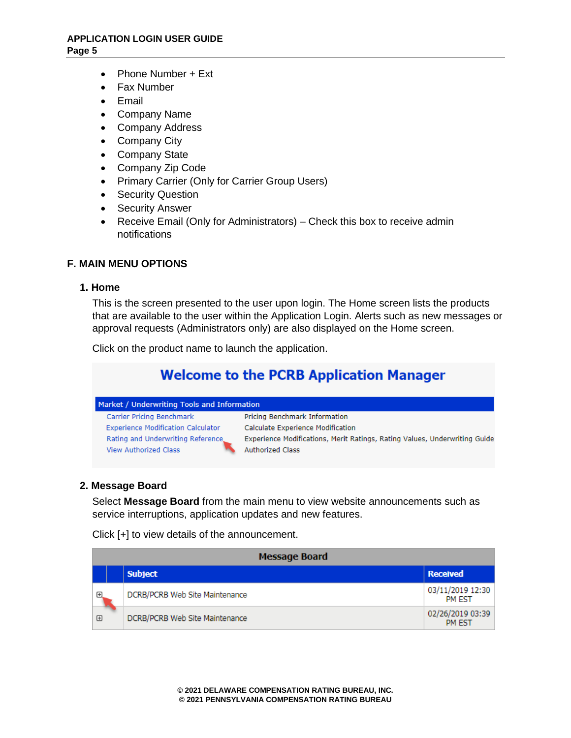- Phone Number + Ext
- Fax Number
- Email
- Company Name
- Company Address
- Company City
- Company State
- Company Zip Code
- Primary Carrier (Only for Carrier Group Users)
- Security Question
- Security Answer
- Receive Email (Only for Administrators) – Check this box to receive admin notifications

## F. MAIN MENU OPTIONS

### 1. Home

This is the screen presented to the user upon login. The Home screen lists the products that are available to the user within the Application Login. Alerts such as new messages or approval requests (Administrators only) are also displayed on the Home screen.

Click on the product name to launch the application.

**Welcome to the PCRB Application Manager**

| Market / Underwriting Tools and Information | |
|---|---|
| Carrier Pricing Benchmark | Pricing Benchmark Information |
| Experience Modification Calculator | Calculate Experience Modification |
| Rating and Underwriting Reference | Experience Modifications, Merit Ratings, Rating Values, Underwriting Guide |
| View Authorized Class | Authorized Class |

### 2. Message Board

Select **Message Board** from the main menu to view website announcements such as service interruptions, application updates and new features.

Click [+] to view details of the announcement.

**Message Board**

| | | Subject | Received |
|---|---|---|---|
| ⊞ | | DCRB/PCRB Web Site Maintenance | 03/11/2019 12:30 PM EST |
| ⊞ | | DCRB/PCRB Web Site Maintenance | 02/26/2019 03:39 PM EST |

© 2021 DELAWARE COMPENSATION RATING BUREAU, INC.
© 2021 PENNSYLVANIA COMPENSATION RATING BUREAU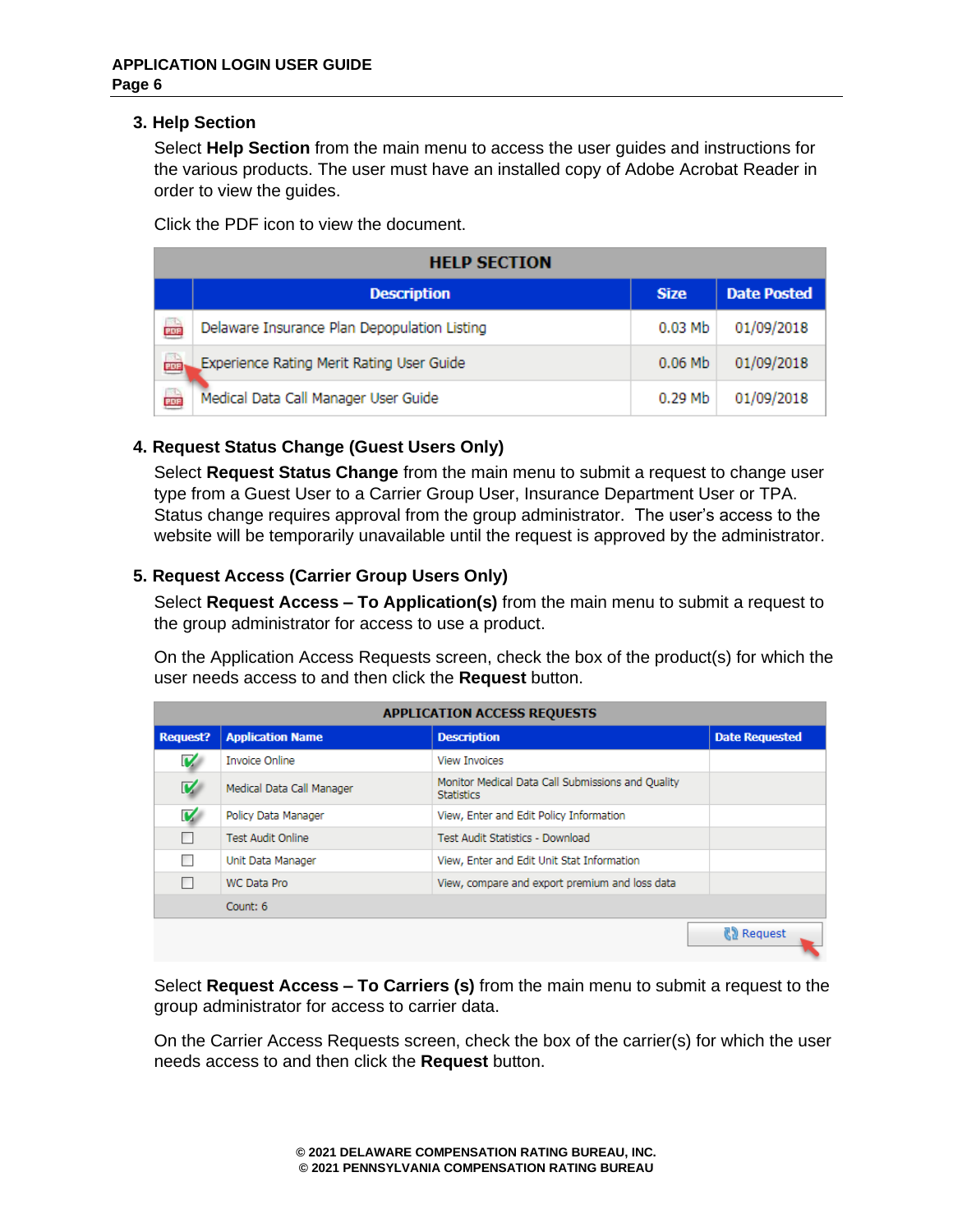### 3. Help Section

Select **Help Section** from the main menu to access the user guides and instructions for the various products. The user must have an installed copy of Adobe Acrobat Reader in order to view the guides.

Click the PDF icon to view the document.

| HELP SECTION | | | |
|---|---|---|---|
| | **Description** | **Size** | **Date Posted** |
| PDF | Delaware Insurance Plan Depopulation Listing | 0.03 Mb | 01/09/2018 |
| PDF | Experience Rating Merit Rating User Guide | 0.06 Mb | 01/09/2018 |
| PDF | Medical Data Call Manager User Guide | 0.29 Mb | 01/09/2018 |

### 4. Request Status Change (Guest Users Only)

Select **Request Status Change** from the main menu to submit a request to change user type from a Guest User to a Carrier Group User, Insurance Department User or TPA. Status change requires approval from the group administrator. The user's access to the website will be temporarily unavailable until the request is approved by the administrator.

### 5. Request Access (Carrier Group Users Only)

Select **Request Access – To Application(s)** from the main menu to submit a request to the group administrator for access to use a product.

On the Application Access Requests screen, check the box of the product(s) for which the user needs access to and then click the **Request** button.

| APPLICATION ACCESS REQUESTS | | | |
|---|---|---|---|
| **Request?** | **Application Name** | **Description** | **Date Requested** |
| ☑ | Invoice Online | View Invoices | |
| ☑ | Medical Data Call Manager | Monitor Medical Data Call Submissions and Quality Statistics | |
| ☑ | Policy Data Manager | View, Enter and Edit Policy Information | |
| ☐ | Test Audit Online | Test Audit Statistics - Download | |
| ☐ | Unit Data Manager | View, Enter and Edit Unit Stat Information | |
| ☐ | WC Data Pro | View, compare and export premium and loss data | |
| | Count: 6 | | |

Request

Select **Request Access – To Carriers (s)** from the main menu to submit a request to the group administrator for access to carrier data.

On the Carrier Access Requests screen, check the box of the carrier(s) for which the user needs access to and then click the **Request** button.

© 2021 DELAWARE COMPENSATION RATING BUREAU, INC.
© 2021 PENNSYLVANIA COMPENSATION RATING BUREAU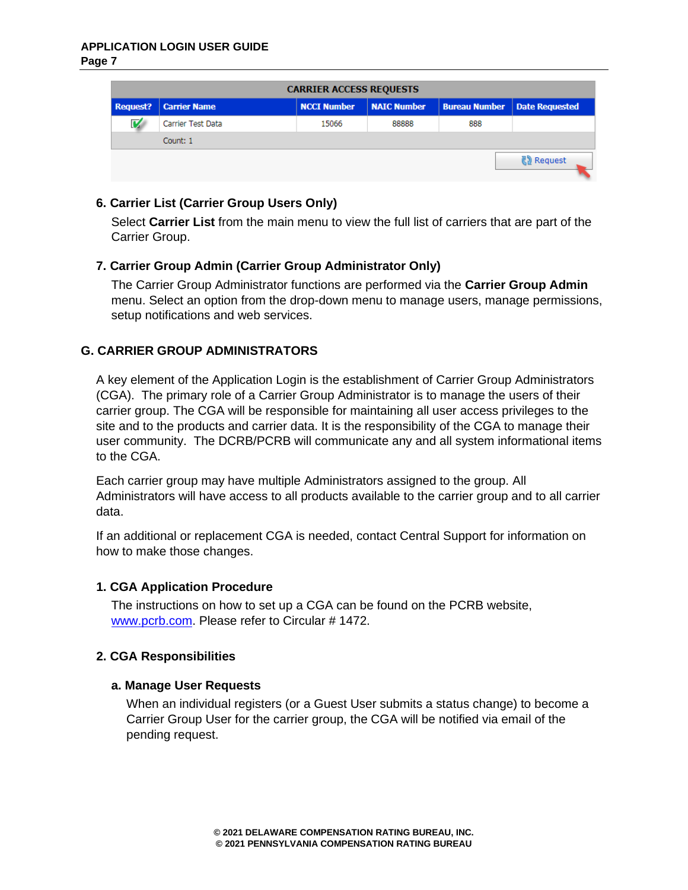| CARRIER ACCESS REQUESTS | | | | | |
|---|---|---|---|---|---|
| Request? | Carrier Name | NCCI Number | NAIC Number | Bureau Number | Date Requested |
| ☑ | Carrier Test Data | 15066 | 88888 | 888 | |
| | Count: 1 | | | | |

Request

### 6. Carrier List (Carrier Group Users Only)

Select **Carrier List** from the main menu to view the full list of carriers that are part of the Carrier Group.

### 7. Carrier Group Admin (Carrier Group Administrator Only)

The Carrier Group Administrator functions are performed via the **Carrier Group Admin** menu. Select an option from the drop-down menu to manage users, manage permissions, setup notifications and web services.

## G. CARRIER GROUP ADMINISTRATORS

A key element of the Application Login is the establishment of Carrier Group Administrators (CGA). The primary role of a Carrier Group Administrator is to manage the users of their carrier group. The CGA will be responsible for maintaining all user access privileges to the site and to the products and carrier data. It is the responsibility of the CGA to manage their user community. The DCRB/PCRB will communicate any and all system informational items to the CGA.

Each carrier group may have multiple Administrators assigned to the group. All Administrators will have access to all products available to the carrier group and to all carrier data.

If an additional or replacement CGA is needed, contact Central Support for information on how to make those changes.

### 1. CGA Application Procedure

The instructions on how to set up a CGA can be found on the PCRB website, [www.pcrb.com](http://www.pcrb.com). Please refer to Circular # 1472.

### 2. CGA Responsibilities

#### a. Manage User Requests

When an individual registers (or a Guest User submits a status change) to become a Carrier Group User for the carrier group, the CGA will be notified via email of the pending request.

© 2021 DELAWARE COMPENSATION RATING BUREAU, INC.
© 2021 PENNSYLVANIA COMPENSATION RATING BUREAU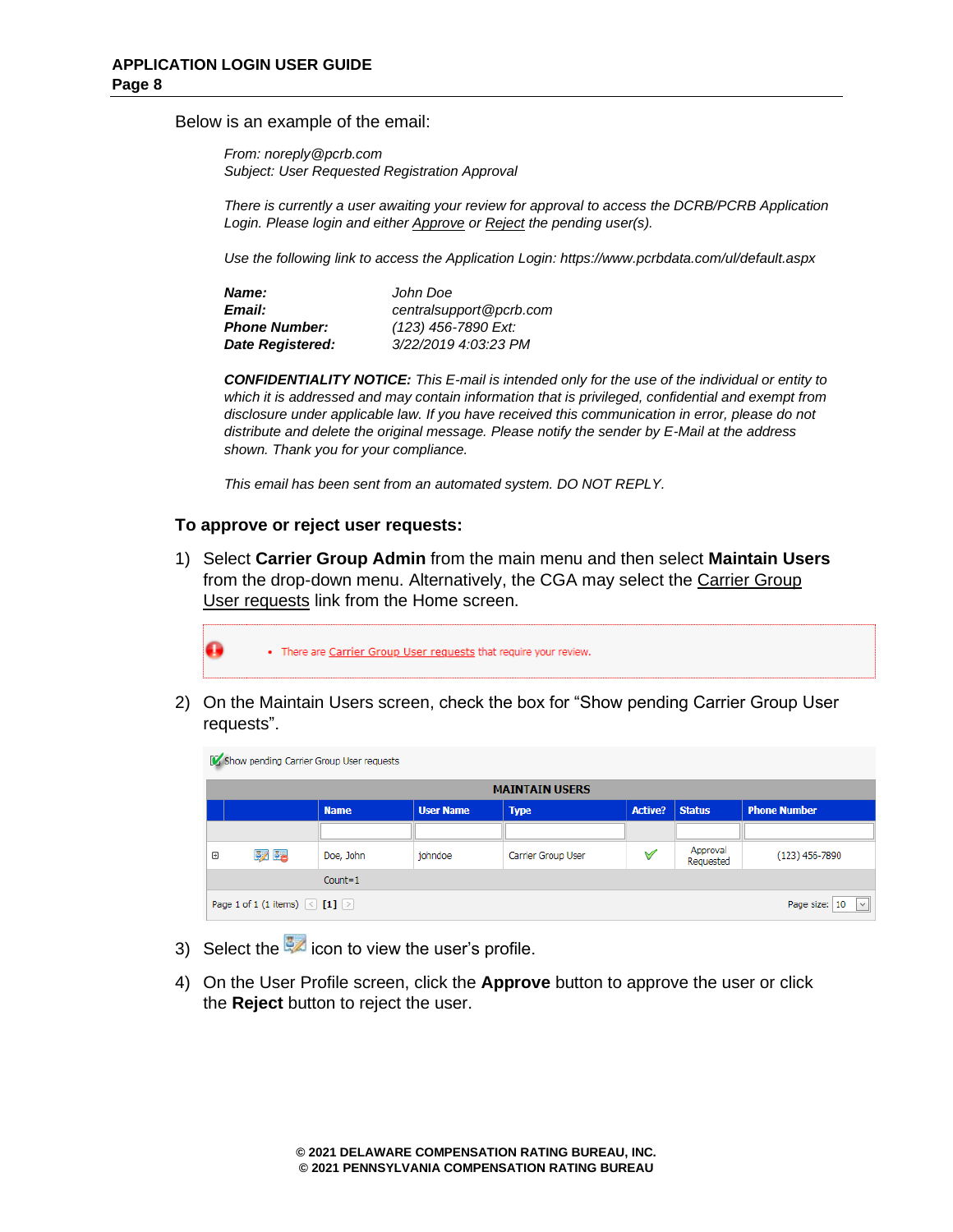Below is an example of the email:

> *From: noreply@pcrb.com*
> *Subject: User Requested Registration Approval*
>
> *There is currently a user awaiting your review for approval to access the DCRB/PCRB Application Login. Please login and either Approve or Reject the pending user(s).*
>
> *Use the following link to access the Application Login: https://www.pcrbdata.com/ul/default.aspx*
>
> | | |
> |---|---|
> | ***Name:*** | *John Doe* |
> | ***Email:*** | *centralsupport@pcrb.com* |
> | ***Phone Number:*** | *(123) 456-7890 Ext:* |
> | ***Date Registered:*** | *3/22/2019 4:03:23 PM* |
>
> ***CONFIDENTIALITY NOTICE:*** *This E-mail is intended only for the use of the individual or entity to which it is addressed and may contain information that is privileged, confidential and exempt from disclosure under applicable law. If you have received this communication in error, please do not distribute and delete the original message. Please notify the sender by E-Mail at the address shown. Thank you for your compliance.*
>
> *This email has been sent from an automated system. DO NOT REPLY.*

### To approve or reject user requests:

1) Select **Carrier Group Admin** from the main menu and then select **Maintain Users** from the drop-down menu. Alternatively, the CGA may select the Carrier Group User requests link from the Home screen.

   - There are Carrier Group User requests that require your review.

2) On the Maintain Users screen, check the box for “Show pending Carrier Group User requests”.

   ☑ Show pending Carrier Group User requests

   **MAINTAIN USERS**

   | | | Name | User Name | Type | Active? | Status | Phone Number |
   |---|---|---|---|---|---|---|---|
   | ⊞ | | Doe, John | johndoe | Carrier Group User | ✓ | Approval Requested | (123) 456-7890 |
   | | | Count=1 | | | | | |

   Page 1 of 1 (1 items) [1] Page size: 10

3) Select the icon to view the user’s profile.

4) On the User Profile screen, click the **Approve** button to approve the user or click the **Reject** button to reject the user.

© 2021 DELAWARE COMPENSATION RATING BUREAU, INC.
© 2021 PENNSYLVANIA COMPENSATION RATING BUREAU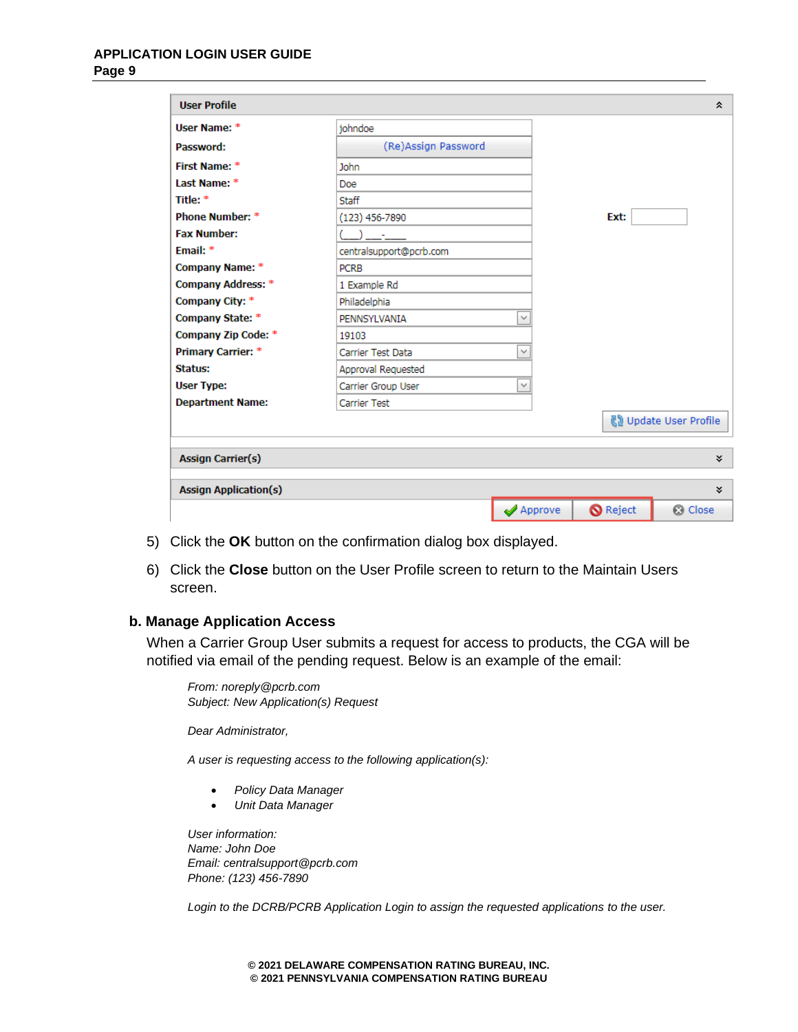| User Profile | | |
|---|---|---|
| User Name: * | johndoe | |
| Password: | (Re)Assign Password | |
| First Name: * | John | |
| Last Name: * | Doe | |
| Title: * | Staff | |
| Phone Number: * | (123) 456-7890 | Ext: |
| Fax Number: | (___) ___-____ | |
| Email: * | centralsupport@pcrb.com | |
| Company Name: * | PCRB | |
| Company Address: * | 1 Example Rd | |
| Company City: * | Philadelphia | |
| Company State: * | PENNSYLVANIA | |
| Company Zip Code: * | 19103 | |
| Primary Carrier: * | Carrier Test Data | |
| Status: | Approval Requested | |
| User Type: | Carrier Group User | |
| Department Name: | Carrier Test | |

Update User Profile

Assign Carrier(s)

Assign Application(s)

Approve | Reject | Close

5) Click the **OK** button on the confirmation dialog box displayed.

6) Click the **Close** button on the User Profile screen to return to the Maintain Users screen.

### b. Manage Application Access

When a Carrier Group User submits a request for access to products, the CGA will be notified via email of the pending request. Below is an example of the email:

*From: noreply@pcrb.com*
*Subject: New Application(s) Request*

*Dear Administrator,*

*A user is requesting access to the following application(s):*

- *Policy Data Manager*
- *Unit Data Manager*

*User information:*
*Name: John Doe*
*Email: centralsupport@pcrb.com*
*Phone: (123) 456-7890*

*Login to the DCRB/PCRB Application Login to assign the requested applications to the user.*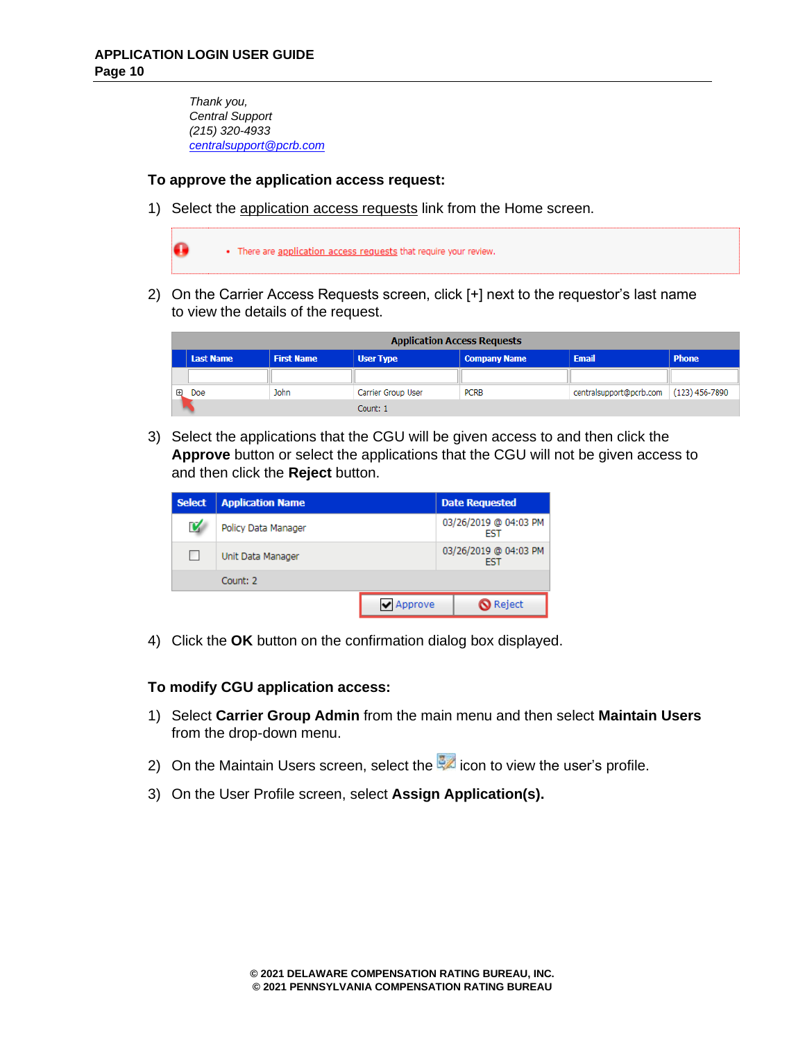*Thank you,*
*Central Support*
*(215) 320-4933*
*centralsupport@pcrb.com*

**To approve the application access request:**

1) Select the application access requests link from the Home screen.

There are application access requests that require your review.

2) On the Carrier Access Requests screen, click [+] next to the requestor's last name to view the details of the request.

| Application Access Requests | | | | | |
|---|---|---|---|---|---|
| Last Name | First Name | User Type | Company Name | Email | Phone |
| Doe | John | Carrier Group User | PCRB | centralsupport@pcrb.com | (123) 456-7890 |
| | | Count: 1 | | | |

3) Select the applications that the CGU will be given access to and then click the **Approve** button or select the applications that the CGU will not be given access to and then click the **Reject** button.

| Select | Application Name | Date Requested |
|---|---|---|
| ☑ | Policy Data Manager | 03/26/2019 @ 04:03 PM EST |
| ☐ | Unit Data Manager | 03/26/2019 @ 04:03 PM EST |
| | Count: 2 | |

Approve | Reject

4) Click the **OK** button on the confirmation dialog box displayed.

**To modify CGU application access:**

1) Select **Carrier Group Admin** from the main menu and then select **Maintain Users** from the drop-down menu.

2) On the Maintain Users screen, select the icon to view the user's profile.

3) On the User Profile screen, select **Assign Application(s).**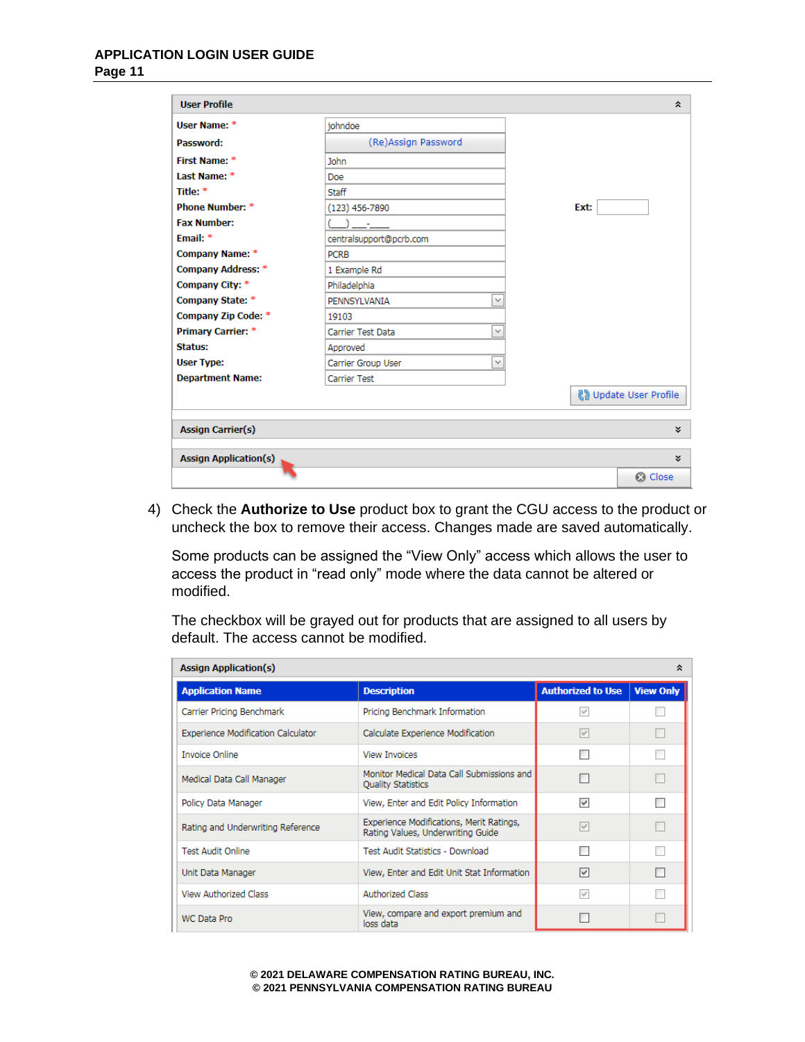**User Profile**

| | | | |
|---|---|---|---|
| **User Name:** * | johndoe | | |
| **Password:** | (Re)Assign Password | | |
| **First Name:** * | John | | |
| **Last Name:** * | Doe | | |
| **Title:** * | Staff | | |
| **Phone Number:** * | (123) 456-7890 | **Ext:** | |
| **Fax Number:** | (___) ___-____ | | |
| **Email:** * | centralsupport@pcrb.com | | |
| **Company Name:** * | PCRB | | |
| **Company Address:** * | 1 Example Rd | | |
| **Company City:** * | Philadelphia | | |
| **Company State:** * | PENNSYLVANIA | | |
| **Company Zip Code:** * | 19103 | | |
| **Primary Carrier:** * | Carrier Test Data | | |
| **Status:** | Approved | | |
| **User Type:** | Carrier Group User | | |
| **Department Name:** | Carrier Test | | |

Update User Profile

**Assign Carrier(s)**

**Assign Application(s)**

Close

4) Check the **Authorize to Use** product box to grant the CGU access to the product or uncheck the box to remove their access. Changes made are saved automatically.

   Some products can be assigned the "View Only" access which allows the user to access the product in "read only" mode where the data cannot be altered or modified.

   The checkbox will be grayed out for products that are assigned to all users by default. The access cannot be modified.

**Assign Application(s)**

| Application Name | Description | Authorized to Use | View Only |
|---|---|---|---|
| Carrier Pricing Benchmark | Pricing Benchmark Information | ☑ (grayed) | ☐ (grayed) |
| Experience Modification Calculator | Calculate Experience Modification | ☑ (grayed) | ☐ (grayed) |
| Invoice Online | View Invoices | ☐ | ☐ (grayed) |
| Medical Data Call Manager | Monitor Medical Data Call Submissions and Quality Statistics | ☐ | ☐ (grayed) |
| Policy Data Manager | View, Enter and Edit Policy Information | ☑ | ☐ |
| Rating and Underwriting Reference | Experience Modifications, Merit Ratings, Rating Values, Underwriting Guide | ☑ (grayed) | ☐ (grayed) |
| Test Audit Online | Test Audit Statistics - Download | ☐ | ☐ (grayed) |
| Unit Data Manager | View, Enter and Edit Unit Stat Information | ☑ | ☐ |
| View Authorized Class | Authorized Class | ☑ (grayed) | ☐ (grayed) |
| WC Data Pro | View, compare and export premium and loss data | ☐ | ☐ (grayed) |

© 2021 DELAWARE COMPENSATION RATING BUREAU, INC.
© 2021 PENNSYLVANIA COMPENSATION RATING BUREAU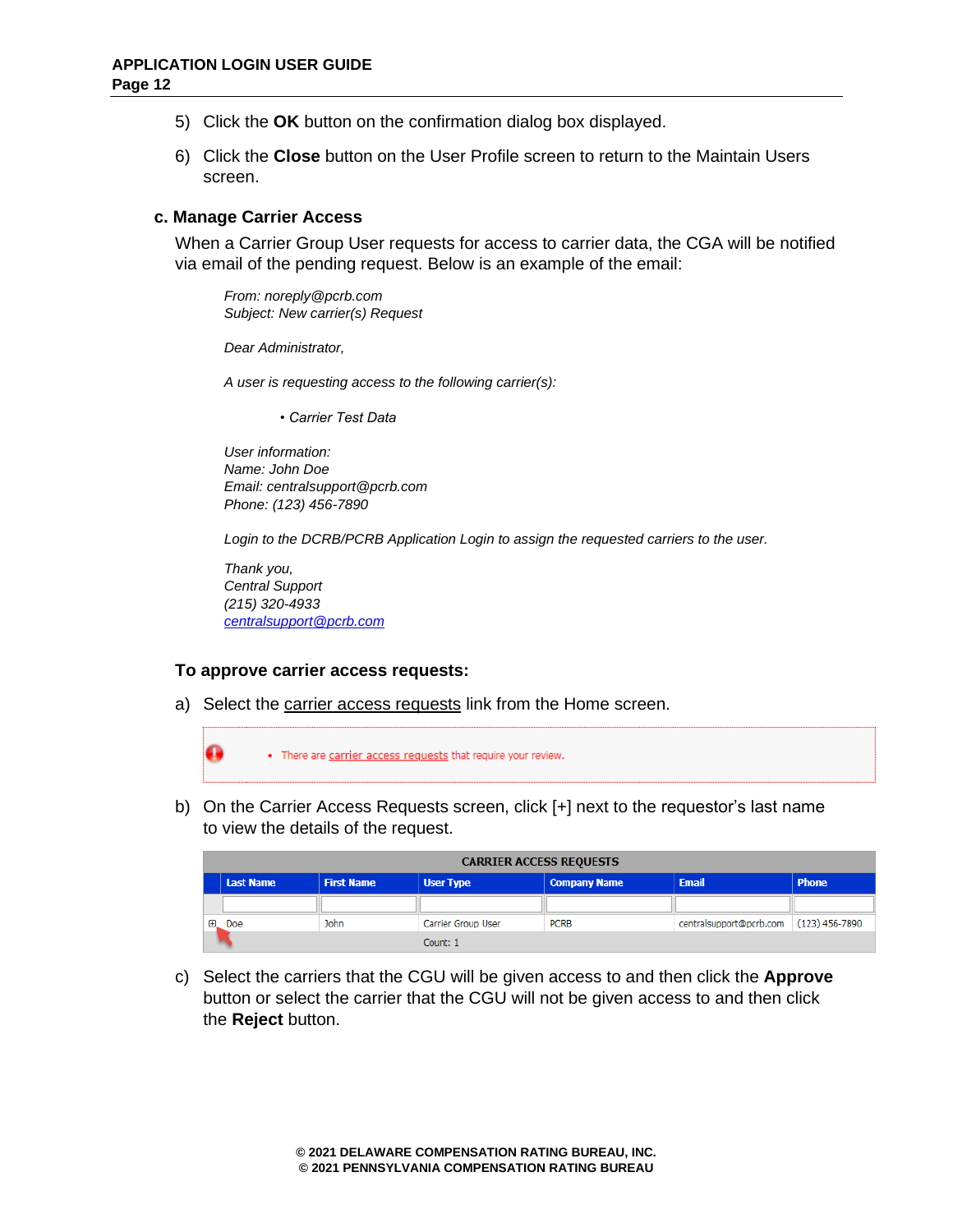5) Click the **OK** button on the confirmation dialog box displayed.

6) Click the **Close** button on the User Profile screen to return to the Maintain Users screen.

### c. Manage Carrier Access

When a Carrier Group User requests for access to carrier data, the CGA will be notified via email of the pending request. Below is an example of the email:

*From: noreply@pcrb.com*
*Subject: New carrier(s) Request*

*Dear Administrator,*

*A user is requesting access to the following carrier(s):*

- *Carrier Test Data*

*User information:*
*Name: John Doe*
*Email: centralsupport@pcrb.com*
*Phone: (123) 456-7890*

*Login to the DCRB/PCRB Application Login to assign the requested carriers to the user.*

*Thank you,*
*Central Support*
*(215) 320-4933*
*centralsupport@pcrb.com*

**To approve carrier access requests:**

a) Select the carrier access requests link from the Home screen.

- There are carrier access requests that require your review.

b) On the Carrier Access Requests screen, click [+] next to the requestor's last name to view the details of the request.

| CARRIER ACCESS REQUESTS | | | | | |
|---|---|---|---|---|---|
| **Last Name** | **First Name** | **User Type** | **Company Name** | **Email** | **Phone** |
| | | | | | |
| ⊞ Doe | John | Carrier Group User | PCRB | centralsupport@pcrb.com | (123) 456-7890 |
| | | Count: 1 | | | |

c) Select the carriers that the CGU will be given access to and then click the **Approve** button or select the carrier that the CGU will not be given access to and then click the **Reject** button.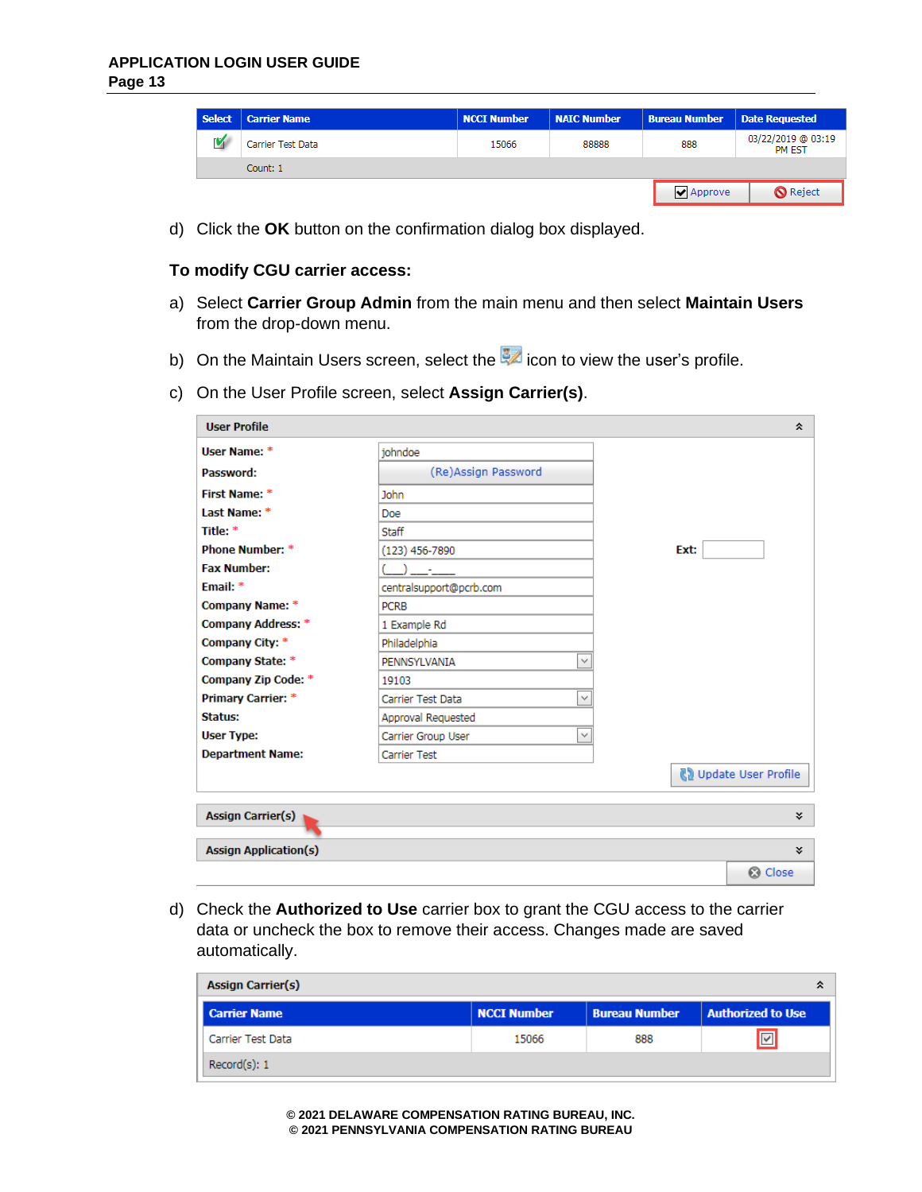| Select | Carrier Name | NCCI Number | NAIC Number | Bureau Number | Date Requested |
|---|---|---|---|---|---|
| ☑ | Carrier Test Data | 15066 | 88888 | 888 | 03/22/2019 @ 03:19 PM EST |
| | Count: 1 | | | | |

Approve | Reject

d) Click the **OK** button on the confirmation dialog box displayed.

**To modify CGU carrier access:**

a) Select **Carrier Group Admin** from the main menu and then select **Maintain Users** from the drop-down menu.

b) On the Maintain Users screen, select the icon to view the user's profile.

c) On the User Profile screen, select **Assign Carrier(s)**.

**User Profile**

| Field | Value |
|---|---|
| User Name: * | johndoe |
| Password: | (Re)Assign Password |
| First Name: * | John |
| Last Name: * | Doe |
| Title: * | Staff |
| Phone Number: * | (123) 456-7890 &nbsp;&nbsp; Ext: |
| Fax Number: | (___) ___-____ |
| Email: * | centralsupport@pcrb.com |
| Company Name: * | PCRB |
| Company Address: * | 1 Example Rd |
| Company City: * | Philadelphia |
| Company State: * | PENNSYLVANIA |
| Company Zip Code: * | 19103 |
| Primary Carrier: * | Carrier Test Data |
| Status: | Approval Requested |
| User Type: | Carrier Group User |
| Department Name: | Carrier Test |

Update User Profile

Assign Carrier(s)

Assign Application(s)

Close

d) Check the **Authorized to Use** carrier box to grant the CGU access to the carrier data or uncheck the box to remove their access. Changes made are saved automatically.

**Assign Carrier(s)**

| Carrier Name | NCCI Number | Bureau Number | Authorized to Use |
|---|---|---|---|
| Carrier Test Data | 15066 | 888 | ☑ |
| Record(s): 1 | | | |

© 2021 DELAWARE COMPENSATION RATING BUREAU, INC.
© 2021 PENNSYLVANIA COMPENSATION RATING BUREAU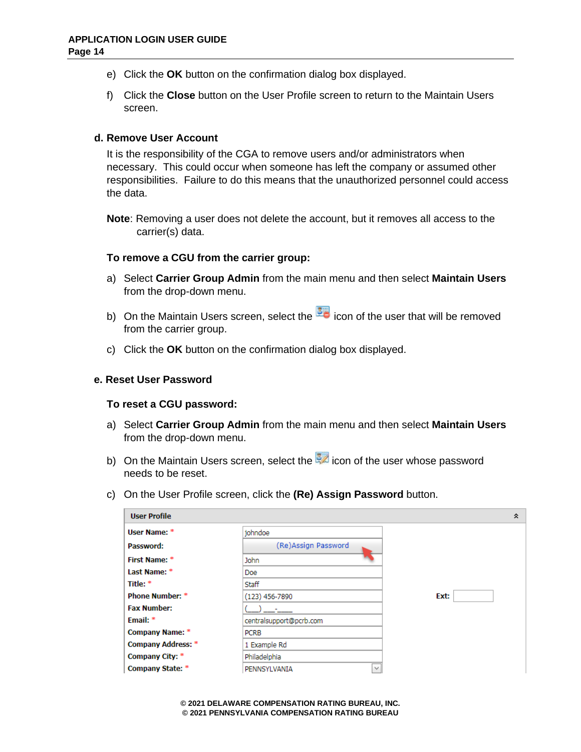e) Click the **OK** button on the confirmation dialog box displayed.

f) Click the **Close** button on the User Profile screen to return to the Maintain Users screen.

### d. Remove User Account

It is the responsibility of the CGA to remove users and/or administrators when necessary. This could occur when someone has left the company or assumed other responsibilities. Failure to do this means that the unauthorized personnel could access the data.

**Note**: Removing a user does not delete the account, but it removes all access to the carrier(s) data.

**To remove a CGU from the carrier group:**

a) Select **Carrier Group Admin** from the main menu and then select **Maintain Users** from the drop-down menu.

b) On the Maintain Users screen, select the icon of the user that will be removed from the carrier group.

c) Click the **OK** button on the confirmation dialog box displayed.

### e. Reset User Password

**To reset a CGU password:**

a) Select **Carrier Group Admin** from the main menu and then select **Maintain Users** from the drop-down menu.

b) On the Maintain Users screen, select the icon of the user whose password needs to be reset.

c) On the User Profile screen, click the **(Re) Assign Password** button.

| User Profile | | |
|---|---|---|
| User Name: * | johndoe | |
| Password: | (Re)Assign Password | |
| First Name: * | John | |
| Last Name: * | Doe | |
| Title: * | Staff | |
| Phone Number: * | (123) 456-7890 | Ext: |
| Fax Number: | (___) ___-____ | |
| Email: * | centralsupport@pcrb.com | |
| Company Name: * | PCRB | |
| Company Address: * | 1 Example Rd | |
| Company City: * | Philadelphia | |
| Company State: * | PENNSYLVANIA | |

© 2021 DELAWARE COMPENSATION RATING BUREAU, INC.
© 2021 PENNSYLVANIA COMPENSATION RATING BUREAU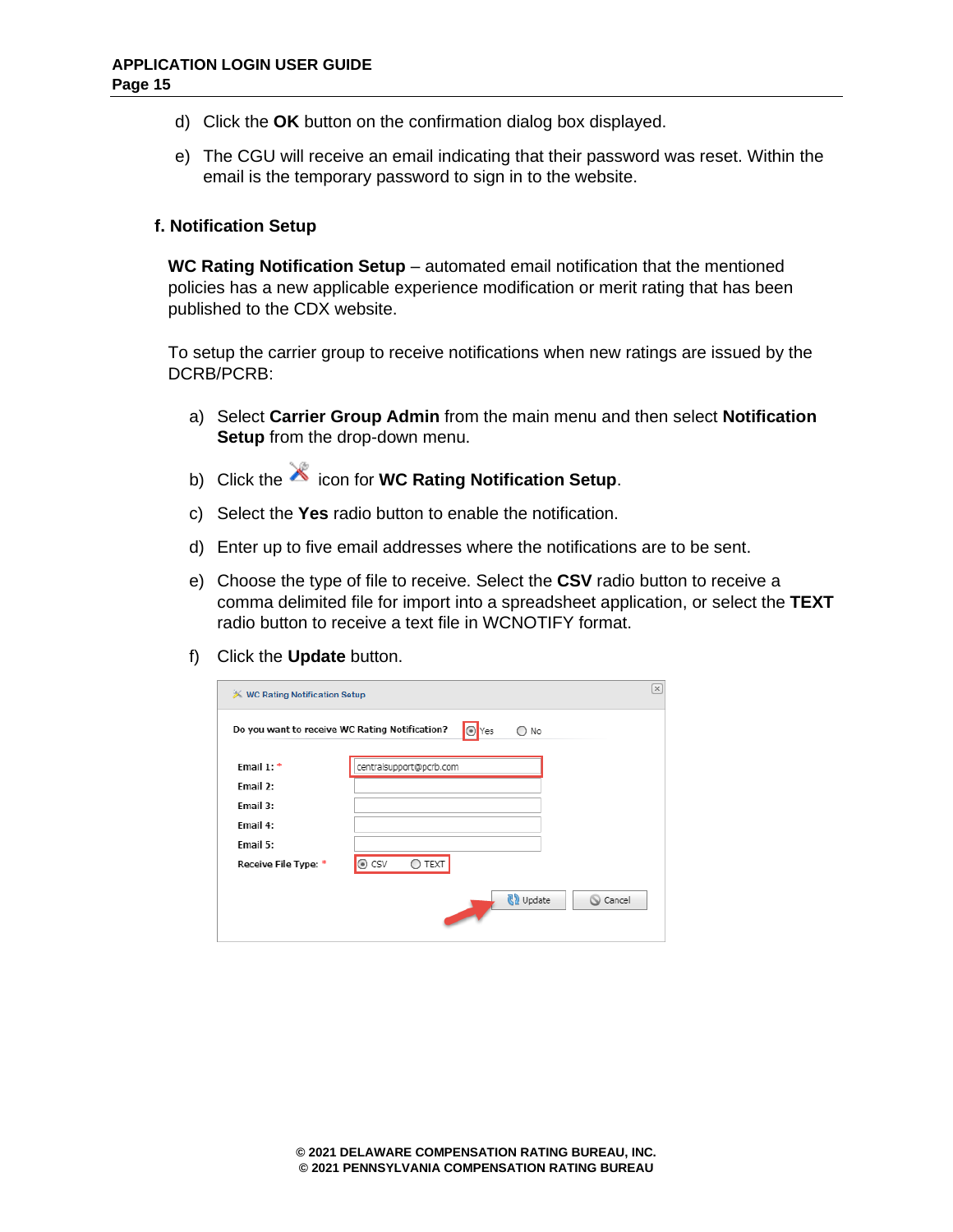d) Click the **OK** button on the confirmation dialog box displayed.

e) The CGU will receive an email indicating that their password was reset. Within the email is the temporary password to sign in to the website.

### f. Notification Setup

**WC Rating Notification Setup** – automated email notification that the mentioned policies has a new applicable experience modification or merit rating that has been published to the CDX website.

To setup the carrier group to receive notifications when new ratings are issued by the DCRB/PCRB:

a) Select **Carrier Group Admin** from the main menu and then select **Notification Setup** from the drop-down menu.

b) Click the icon for **WC Rating Notification Setup**.

c) Select the **Yes** radio button to enable the notification.

d) Enter up to five email addresses where the notifications are to be sent.

e) Choose the type of file to receive. Select the **CSV** radio button to receive a comma delimited file for import into a spreadsheet application, or select the **TEXT** radio button to receive a text file in WCNOTIFY format.

f) Click the **Update** button.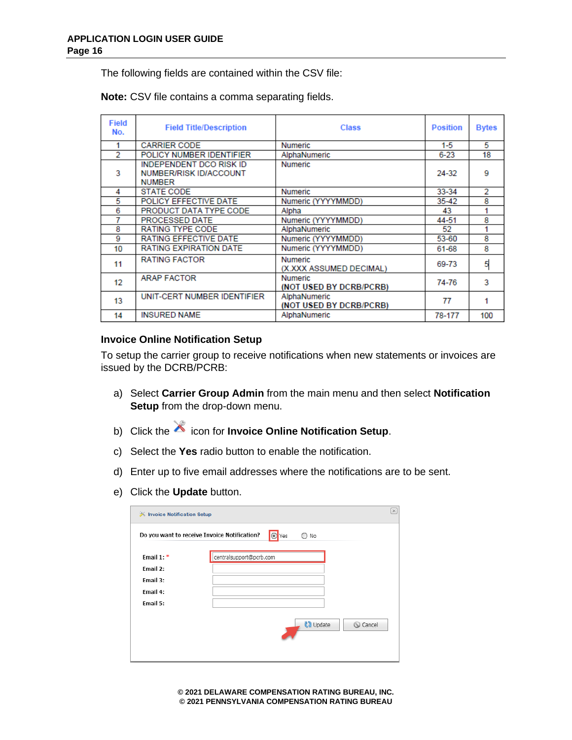The following fields are contained within the CSV file:

**Note:** CSV file contains a comma separating fields.

| Field No. | Field Title/Description | Class | Position | Bytes |
|---|---|---|---|---|
| 1 | CARRIER CODE | Numeric | 1-5 | 5 |
| 2 | POLICY NUMBER IDENTIFIER | AlphaNumeric | 6-23 | 18 |
| 3 | INDEPENDENT DCO RISK ID NUMBER/RISK ID/ACCOUNT NUMBER | Numeric | 24-32 | 9 |
| 4 | STATE CODE | Numeric | 33-34 | 2 |
| 5 | POLICY EFFECTIVE DATE | Numeric (YYYYMMDD) | 35-42 | 8 |
| 6 | PRODUCT DATA TYPE CODE | Alpha | 43 | 1 |
| 7 | PROCESSED DATE | Numeric (YYYYMMDD) | 44-51 | 8 |
| 8 | RATING TYPE CODE | AlphaNumeric | 52 | 1 |
| 9 | RATING EFFECTIVE DATE | Numeric (YYYYMMDD) | 53-60 | 8 |
| 10 | RATING EXPIRATION DATE | Numeric (YYYYMMDD) | 61-68 | 8 |
| 11 | RATING FACTOR | Numeric (X.XXX ASSUMED DECIMAL) | 69-73 | 5 |
| 12 | ARAP FACTOR | Numeric (NOT USED BY DCRB/PCRB) | 74-76 | 3 |
| 13 | UNIT-CERT NUMBER IDENTIFIER | AlphaNumeric (NOT USED BY DCRB/PCRB) | 77 | 1 |
| 14 | INSURED NAME | AlphaNumeric | 78-177 | 100 |

### Invoice Online Notification Setup

To setup the carrier group to receive notifications when new statements or invoices are issued by the DCRB/PCRB:

a) Select **Carrier Group Admin** from the main menu and then select **Notification Setup** from the drop-down menu.

b) Click the icon for **Invoice Online Notification Setup**.

c) Select the **Yes** radio button to enable the notification.

d) Enter up to five email addresses where the notifications are to be sent.

e) Click the **Update** button.

Invoice Notification Setup

Do you want to receive Invoice Notification? (•) Yes ( ) No

Email 1: * centralsupport@pcrb.com
Email 2:
Email 3:
Email 4:
Email 5:

Update Cancel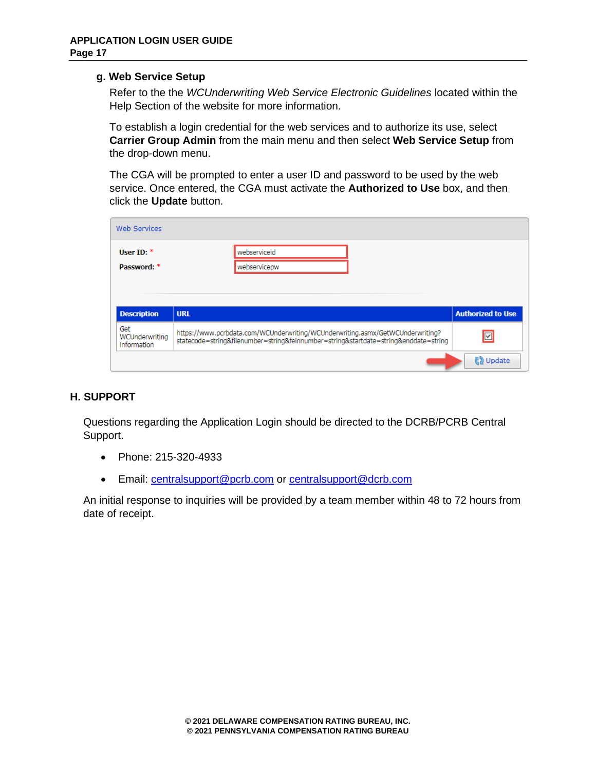### g. Web Service Setup

Refer to the the *WCUnderwriting Web Service Electronic Guidelines* located within the Help Section of the website for more information.

To establish a login credential for the web services and to authorize its use, select **Carrier Group Admin** from the main menu and then select **Web Service Setup** from the drop-down menu.

The CGA will be prompted to enter a user ID and password to be used by the web service. Once entered, the CGA must activate the **Authorized to Use** box, and then click the **Update** button.

Web Services

User ID: * webserviceid

Password: * webservicepw

| Description | URL | Authorized to Use |
|---|---|---|
| Get WCUnderwriting information | https://www.pcrbdata.com/WCUnderwriting/WCUnderwriting.asmx/GetWCUnderwriting?statecode=string&filenumber=string&feinnumber=string&startdate=string&enddate=string | ☑ |

Update

## H. SUPPORT

Questions regarding the Application Login should be directed to the DCRB/PCRB Central Support.

- Phone: 215-320-4933
- Email: centralsupport@pcrb.com or centralsupport@dcrb.com

An initial response to inquiries will be provided by a team member within 48 to 72 hours from date of receipt.